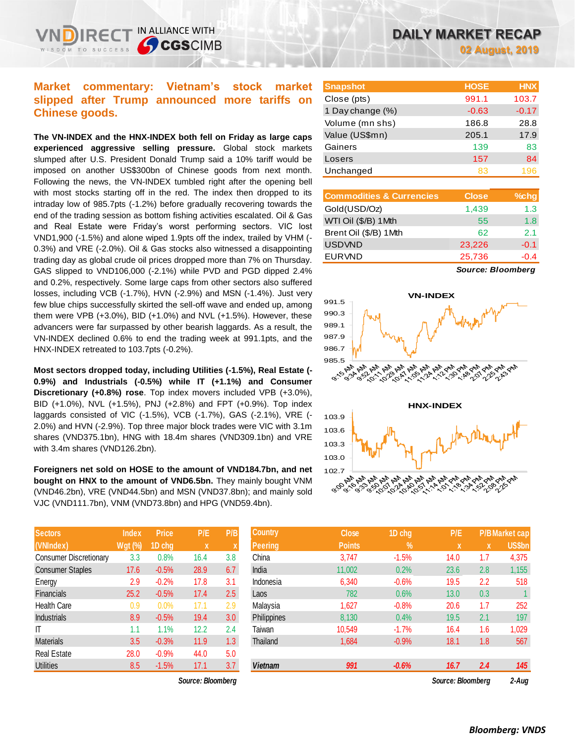# DAILY MARKET RECAP

**02 August, 2019**

## Market commentary: Vietnam's stock market slipped after Trump announced more tariffs on Chinese goods.

**The VN-INDEX and the HNX-INDEX both fell on Friday as large caps experienced aggressive selling pressure.** Global stock markets slumped after U.S. President Donald Trump said a 10% tariff would be imposed on another US$300bn of Chinese goods from next month. Following the news, the VN-INDEX tumbled right after the opening bell with most stocks starting off in the red. The index then dropped to its intraday low of 985.7pts (-1.2%) before gradually recovering towards the end of the trading session as bottom fishing activities escalated. Oil & Gas and Real Estate were Friday's worst performing sectors. VIC lost VND1,900 (-1.5%) and alone wiped 1.9pts off the index, trailed by VHM (-0.3%) and VRE (-2.0%). Oil & Gas stocks also witnessed a disappointing trading day as global crude oil prices dropped more than 7% on Thursday. GAS slipped to VND106,000 (-2.1%) while PVD and PGD dipped 2.4% and 0.2%, respectively. Some large caps from other sectors also suffered losses, including VCB (-1.7%), HVN (-2.9%) and MSN (-1.4%). Just very few blue chips successfully skirted the sell-off wave and ended up, among them were VPB (+3.0%), BID (+1.0%) and NVL (+1.5%). However, these advancers were far surpassed by other bearish laggards. As a result, the VN-INDEX declined 0.6% to end the trading week at 991.1pts, and the HNX-INDEX retreated to 103.7pts (-0.2%).

**Most sectors dropped today, including Utilities (-1.5%), Real Estate (-0.9%) and Industrials (-0.5%) while IT (+1.1%) and Consumer Discretionary (+0.8%) rose**. Top index movers included VPB (+3.0%), BID (+1.0%), NVL (+1.5%), PNJ (+2.8%) and FPT (+0.9%). Top index laggards consisted of VIC (-1.5%), VCB (-1.7%), GAS (-2.1%), VRE (-2.0%) and HVN (-2.9%). Top three major block trades were VIC with 3.1m shares (VND375.1bn), HNG with 18.4m shares (VND309.1bn) and VRE with 3.4m shares (VND126.2bn).

**Foreigners net sold on HOSE to the amount of VND184.7bn, and net bought on HNX to the amount of VND6.5bn.** They mainly bought VNM (VND46.2bn), VRE (VND44.5bn) and MSN (VND37.8bn); and mainly sold VJC (VND111.7bn), VNM (VND73.8bn) and HPG (VND59.4bn).

| Snapshot | HOSE | HNX |
|---|---|---|
| Close (pts) | 991.1 | 103.7 |
| 1 Day change (%) | -0.63 | -0.17 |
| Volume (mn shs) | 186.8 | 28.8 |
| Value (US$mn) | 205.1 | 17.9 |
| Gainers | 139 | 83 |
| Losers | 157 | 84 |
| Unchanged | 83 | 196 |

| Commodities & Currencies | Close | %chg |
|---|---|---|
| Gold(USD/Oz) | 1,439 | 1.3 |
| WTI Oil ($/B) 1Mth | 55 | 1.8 |
| Brent Oil ($/B) 1Mth | 62 | 2.1 |
| USDVND | 23,226 | -0.1 |
| EURVND | 25,736 | -0.4 |

*Source: Bloomberg*

| Sectors (VNIndex) | Index Wgt (%) | Price 1D chg | P/E x | P/B x |
|---|---|---|---|---|
| Consumer Discretionary | 3.3 | 0.8% | 16.4 | 3.8 |
| Consumer Staples | 17.6 | -0.5% | 28.9 | 6.7 |
| Energy | 2.9 | -0.2% | 17.8 | 3.1 |
| Financials | 25.2 | -0.5% | 17.4 | 2.5 |
| Health Care | 0.9 | 0.0% | 17.1 | 2.9 |
| Industrials | 8.9 | -0.5% | 19.4 | 3.0 |
| IT | 1.1 | 1.1% | 12.2 | 2.4 |
| Materials | 3.5 | -0.3% | 11.9 | 1.3 |
| Real Estate | 28.0 | -0.9% | 44.0 | 5.0 |
| Utilities | 8.5 | -1.5% | 17.1 | 3.7 |

*Source: Bloomberg*

| Country Peering | Close Points | 1D chg % | P/E x | P/B x | Market cap US$bn |
|---|---|---|---|---|---|
| China | 3,747 | -1.5% | 14.0 | 1.7 | 4,375 |
| India | 11,002 | 0.2% | 23.6 | 2.8 | 1,155 |
| Indonesia | 6,340 | -0.6% | 19.5 | 2.2 | 518 |
| Laos | 782 | 0.6% | 13.0 | 0.3 | 1 |
| Malaysia | 1,627 | -0.8% | 20.6 | 1.7 | 252 |
| Philippines | 8,130 | 0.4% | 19.5 | 2.1 | 197 |
| Taiwan | 10,549 | -1.7% | 16.4 | 1.6 | 1,029 |
| Thailand | 1,684 | -0.9% | 18.1 | 1.8 | 567 |
| ***Vietnam*** | ***991*** | ***-0.6%*** | ***16.7*** | ***2.4*** | ***145*** |

*Source: Bloomberg* *2-Aug*

***Bloomberg: VNDS***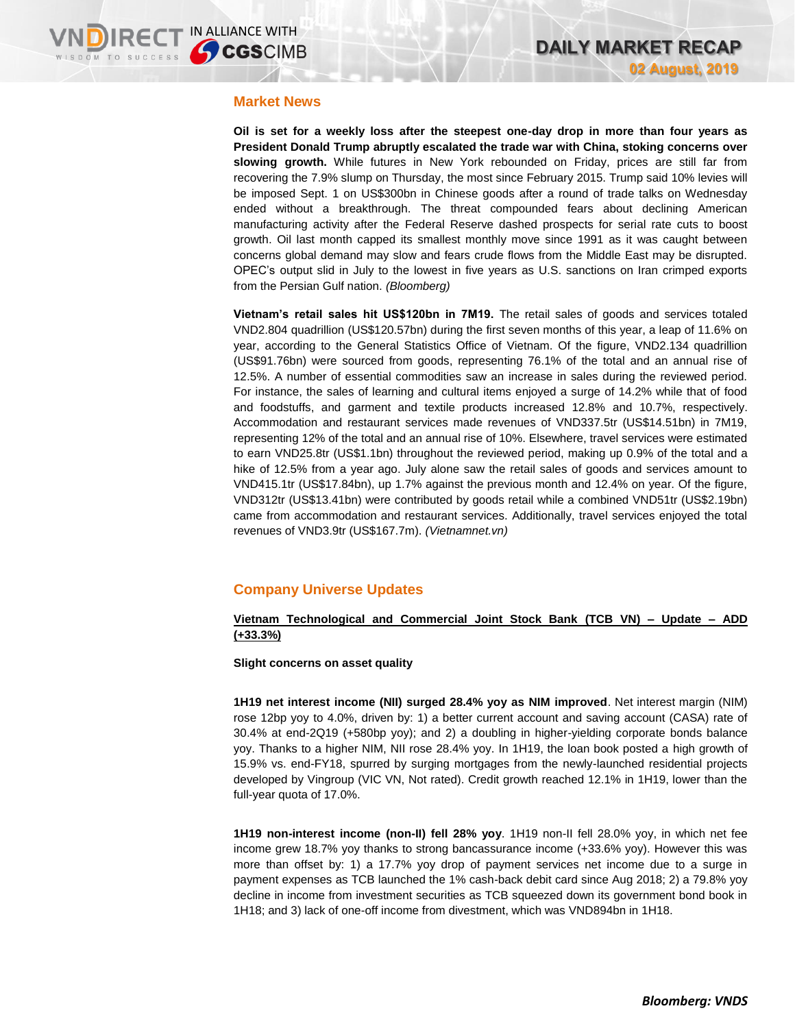## Market News

**Oil is set for a weekly loss after the steepest one-day drop in more than four years as President Donald Trump abruptly escalated the trade war with China, stoking concerns over slowing growth.** While futures in New York rebounded on Friday, prices are still far from recovering the 7.9% slump on Thursday, the most since February 2015. Trump said 10% levies will be imposed Sept. 1 on US$300bn in Chinese goods after a round of trade talks on Wednesday ended without a breakthrough. The threat compounded fears about declining American manufacturing activity after the Federal Reserve dashed prospects for serial rate cuts to boost growth. Oil last month capped its smallest monthly move since 1991 as it was caught between concerns global demand may slow and fears crude flows from the Middle East may be disrupted. OPEC's output slid in July to the lowest in five years as U.S. sanctions on Iran crimped exports from the Persian Gulf nation. *(Bloomberg)*

**Vietnam's retail sales hit US$120bn in 7M19.** The retail sales of goods and services totaled VND2.804 quadrillion (US$120.57bn) during the first seven months of this year, a leap of 11.6% on year, according to the General Statistics Office of Vietnam. Of the figure, VND2.134 quadrillion (US$91.76bn) were sourced from goods, representing 76.1% of the total and an annual rise of 12.5%. A number of essential commodities saw an increase in sales during the reviewed period. For instance, the sales of learning and cultural items enjoyed a surge of 14.2% while that of food and foodstuffs, and garment and textile products increased 12.8% and 10.7%, respectively. Accommodation and restaurant services made revenues of VND337.5tr (US$14.51bn) in 7M19, representing 12% of the total and an annual rise of 10%. Elsewhere, travel services were estimated to earn VND25.8tr (US$1.1bn) throughout the reviewed period, making up 0.9% of the total and a hike of 12.5% from a year ago. July alone saw the retail sales of goods and services amount to VND415.1tr (US$17.84bn), up 1.7% against the previous month and 12.4% on year. Of the figure, VND312tr (US$13.41bn) were contributed by goods retail while a combined VND51tr (US$2.19bn) came from accommodation and restaurant services. Additionally, travel services enjoyed the total revenues of VND3.9tr (US$167.7m). *(Vietnamnet.vn)*

## Company Universe Updates

**Vietnam Technological and Commercial Joint Stock Bank (TCB VN) – Update – ADD (+33.3%)**

**Slight concerns on asset quality**

**1H19 net interest income (NII) surged 28.4% yoy as NIM improved**. Net interest margin (NIM) rose 12bp yoy to 4.0%, driven by: 1) a better current account and saving account (CASA) rate of 30.4% at end-2Q19 (+580bp yoy); and 2) a doubling in higher-yielding corporate bonds balance yoy. Thanks to a higher NIM, NII rose 28.4% yoy. In 1H19, the loan book posted a high growth of 15.9% vs. end-FY18, spurred by surging mortgages from the newly-launched residential projects developed by Vingroup (VIC VN, Not rated). Credit growth reached 12.1% in 1H19, lower than the full-year quota of 17.0%.

**1H19 non-interest income (non-II) fell 28% yoy**. 1H19 non-II fell 28.0% yoy, in which net fee income grew 18.7% yoy thanks to strong bancassurance income (+33.6% yoy). However this was more than offset by: 1) a 17.7% yoy drop of payment services net income due to a surge in payment expenses as TCB launched the 1% cash-back debit card since Aug 2018; 2) a 79.8% yoy decline in income from investment securities as TCB squeezed down its government bond book in 1H18; and 3) lack of one-off income from divestment, which was VND894bn in 1H18.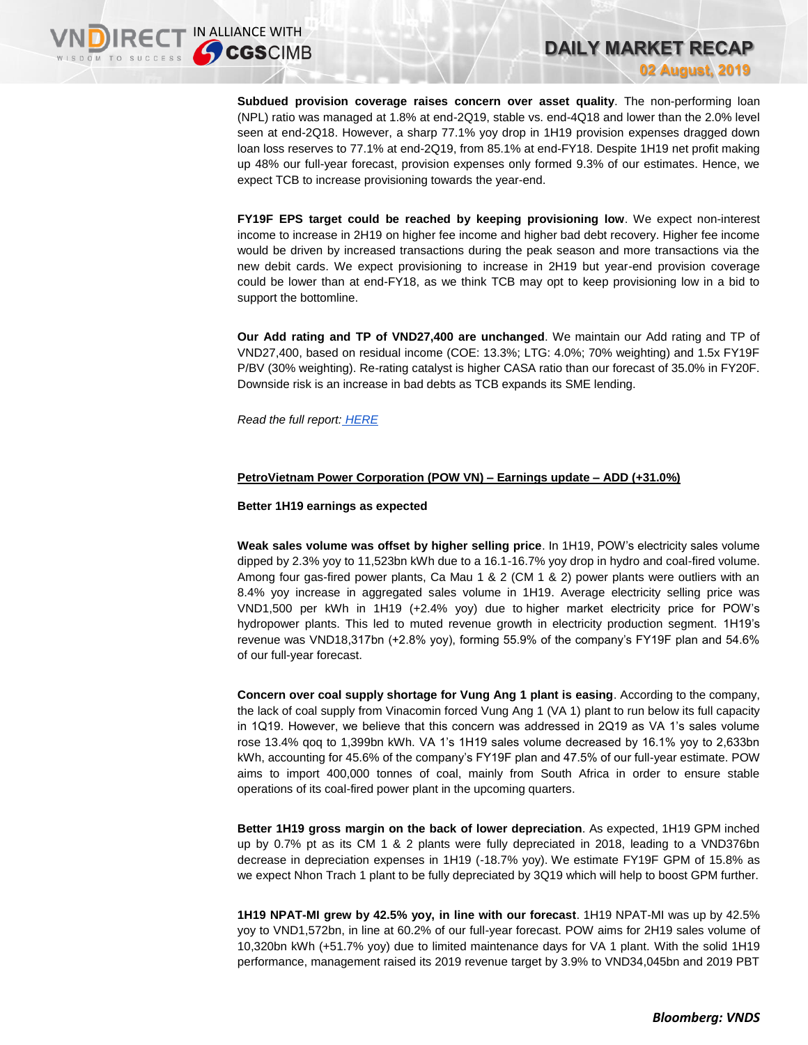**Subdued provision coverage raises concern over asset quality**. The non-performing loan (NPL) ratio was managed at 1.8% at end-2Q19, stable vs. end-4Q18 and lower than the 2.0% level seen at end-2Q18. However, a sharp 77.1% yoy drop in 1H19 provision expenses dragged down loan loss reserves to 77.1% at end-2Q19, from 85.1% at end-FY18. Despite 1H19 net profit making up 48% our full-year forecast, provision expenses only formed 9.3% of our estimates. Hence, we expect TCB to increase provisioning towards the year-end.

**FY19F EPS target could be reached by keeping provisioning low**. We expect non-interest income to increase in 2H19 on higher fee income and higher bad debt recovery. Higher fee income would be driven by increased transactions during the peak season and more transactions via the new debit cards. We expect provisioning to increase in 2H19 but year-end provision coverage could be lower than at end-FY18, as we think TCB may opt to keep provisioning low in a bid to support the bottomline.

**Our Add rating and TP of VND27,400 are unchanged**. We maintain our Add rating and TP of VND27,400, based on residual income (COE: 13.3%; LTG: 4.0%; 70% weighting) and 1.5x FY19F P/BV (30% weighting). Re-rating catalyst is higher CASA ratio than our forecast of 35.0% in FY20F. Downside risk is an increase in bad debts as TCB expands its SME lending.

*Read the full report: HERE*

**PetroVietnam Power Corporation (POW VN) – Earnings update – ADD (+31.0%)**

**Better 1H19 earnings as expected**

**Weak sales volume was offset by higher selling price**. In 1H19, POW's electricity sales volume dipped by 2.3% yoy to 11,523bn kWh due to a 16.1-16.7% yoy drop in hydro and coal-fired volume. Among four gas-fired power plants, Ca Mau 1 & 2 (CM 1 & 2) power plants were outliers with an 8.4% yoy increase in aggregated sales volume in 1H19. Average electricity selling price was VND1,500 per kWh in 1H19 (+2.4% yoy) due to higher market electricity price for POW's hydropower plants. This led to muted revenue growth in electricity production segment. 1H19's revenue was VND18,317bn (+2.8% yoy), forming 55.9% of the company's FY19F plan and 54.6% of our full-year forecast.

**Concern over coal supply shortage for Vung Ang 1 plant is easing**. According to the company, the lack of coal supply from Vinacomin forced Vung Ang 1 (VA 1) plant to run below its full capacity in 1Q19. However, we believe that this concern was addressed in 2Q19 as VA 1's sales volume rose 13.4% qoq to 1,399bn kWh. VA 1's 1H19 sales volume decreased by 16.1% yoy to 2,633bn kWh, accounting for 45.6% of the company's FY19F plan and 47.5% of our full-year estimate. POW aims to import 400,000 tonnes of coal, mainly from South Africa in order to ensure stable operations of its coal-fired power plant in the upcoming quarters.

**Better 1H19 gross margin on the back of lower depreciation**. As expected, 1H19 GPM inched up by 0.7% pt as its CM 1 & 2 plants were fully depreciated in 2018, leading to a VND376bn decrease in depreciation expenses in 1H19 (-18.7% yoy). We estimate FY19F GPM of 15.8% as we expect Nhon Trach 1 plant to be fully depreciated by 3Q19 which will help to boost GPM further.

**1H19 NPAT-MI grew by 42.5% yoy, in line with our forecast**. 1H19 NPAT-MI was up by 42.5% yoy to VND1,572bn, in line at 60.2% of our full-year forecast. POW aims for 2H19 sales volume of 10,320bn kWh (+51.7% yoy) due to limited maintenance days for VA 1 plant. With the solid 1H19 performance, management raised its 2019 revenue target by 3.9% to VND34,045bn and 2019 PBT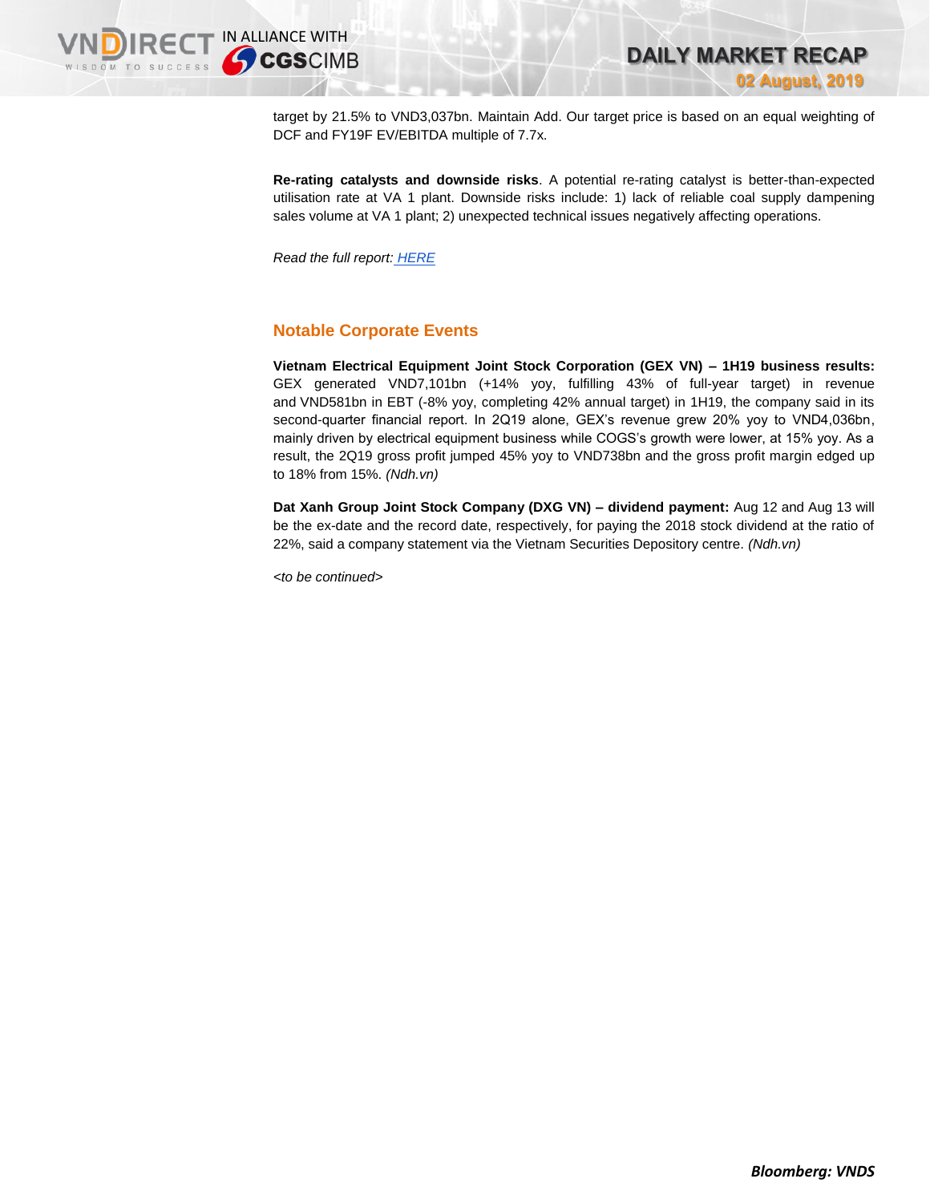target by 21.5% to VND3,037bn. Maintain Add. Our target price is based on an equal weighting of DCF and FY19F EV/EBITDA multiple of 7.7x.

**Re-rating catalysts and downside risks**. A potential re-rating catalyst is better-than-expected utilisation rate at VA 1 plant. Downside risks include: 1) lack of reliable coal supply dampening sales volume at VA 1 plant; 2) unexpected technical issues negatively affecting operations.

*Read the full report:* *HERE*

## Notable Corporate Events

**Vietnam Electrical Equipment Joint Stock Corporation (GEX VN) – 1H19 business results:** GEX generated VND7,101bn (+14% yoy, fulfilling 43% of full-year target) in revenue and VND581bn in EBT (-8% yoy, completing 42% annual target) in 1H19, the company said in its second-quarter financial report. In 2Q19 alone, GEX's revenue grew 20% yoy to VND4,036bn, mainly driven by electrical equipment business while COGS's growth were lower, at 15% yoy. As a result, the 2Q19 gross profit jumped 45% yoy to VND738bn and the gross profit margin edged up to 18% from 15%. *(Ndh.vn)*

**Dat Xanh Group Joint Stock Company (DXG VN) – dividend payment:** Aug 12 and Aug 13 will be the ex-date and the record date, respectively, for paying the 2018 stock dividend at the ratio of 22%, said a company statement via the Vietnam Securities Depository centre. *(Ndh.vn)*

*<to be continued>*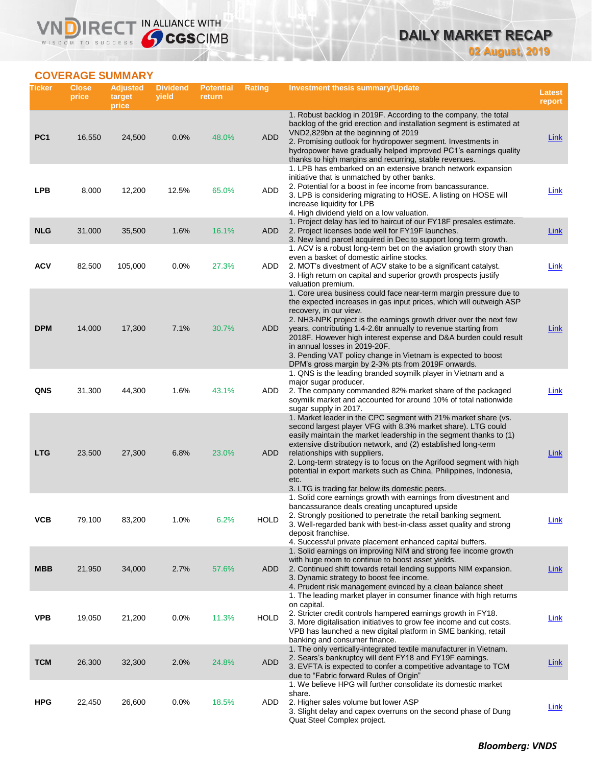## COVERAGE SUMMARY

| Ticker | Close price | Adjusted target price | Dividend yield | Potential return | Rating | Investment thesis summary/Update | Latest report |
|---|---|---|---|---|---|---|---|
| PC1 | 16,550 | 24,500 | 0.0% | 48.0% | ADD | 1. Robust backlog in 2019F. According to the company, the total backlog of the grid erection and installation segment is estimated at VND2,829bn at the beginning of 2019<br>2. Promising outlook for hydropower segment. Investments in hydropower have gradually helped improved PC1's earnings quality thanks to high margins and recurring, stable revenues. | Link |
| LPB | 8,000 | 12,200 | 12.5% | 65.0% | ADD | 1. LPB has embarked on an extensive branch network expansion initiative that is unmatched by other banks.<br>2. Potential for a boost in fee income from bancassurance.<br>3. LPB is considering migrating to HOSE. A listing on HOSE will increase liquidity for LPB<br>4. High dividend yield on a low valuation. | Link |
| NLG | 31,000 | 35,500 | 1.6% | 16.1% | ADD | 1. Project delay has led to haircut of our FY18F presales estimate.<br>2. Project licenses bode well for FY19F launches.<br>3. New land parcel acquired in Dec to support long term growth. | Link |
| ACV | 82,500 | 105,000 | 0.0% | 27.3% | ADD | 1. ACV is a robust long-term bet on the aviation growth story than even a basket of domestic airline stocks.<br>2. MOT's divestment of ACV stake to be a significant catalyst.<br>3. High return on capital and superior growth prospects justify valuation premium. | Link |
| DPM | 14,000 | 17,300 | 7.1% | 30.7% | ADD | 1. Core urea business could face near-term margin pressure due to the expected increases in gas input prices, which will outweigh ASP recovery, in our view.<br>2. NH3-NPK project is the earnings growth driver over the next few years, contributing 1.4-2.6tr annually to revenue starting from 2018F. However high interest expense and D&A burden could result in annual losses in 2019-20F.<br>3. Pending VAT policy change in Vietnam is expected to boost DPM's gross margin by 2-3% pts from 2019F onwards. | Link |
| QNS | 31,300 | 44,300 | 1.6% | 43.1% | ADD | 1. QNS is the leading branded soymilk player in Vietnam and a major sugar producer.<br>2. The company commanded 82% market share of the packaged soymilk market and accounted for around 10% of total nationwide sugar supply in 2017. | Link |
| LTG | 23,500 | 27,300 | 6.8% | 23.0% | ADD | 1. Market leader in the CPC segment with 21% market share (vs. second largest player VFG with 8.3% market share). LTG could easily maintain the market leadership in the segment thanks to (1) extensive distribution network, and (2) established long-term relationships with suppliers.<br>2. Long-term strategy is to focus on the Agrifood segment with high potential in export markets such as China, Philippines, Indonesia, etc.<br>3. LTG is trading far below its domestic peers. | Link |
| VCB | 79,100 | 83,200 | 1.0% | 6.2% | HOLD | 1. Solid core earnings growth with earnings from divestment and bancassurance deals creating uncaptured upside<br>2. Strongly positioned to penetrate the retail banking segment.<br>3. Well-regarded bank with best-in-class asset quality and strong deposit franchise.<br>4. Successful private placement enhanced capital buffers. | Link |
| MBB | 21,950 | 34,000 | 2.7% | 57.6% | ADD | 1. Solid earnings on improving NIM and strong fee income growth with huge room to continue to boost asset yields.<br>2. Continued shift towards retail lending supports NIM expansion.<br>3. Dynamic strategy to boost fee income.<br>4. Prudent risk management evinced by a clean balance sheet | Link |
| VPB | 19,050 | 21,200 | 0.0% | 11.3% | HOLD | 1. The leading market player in consumer finance with high returns on capital.<br>2. Stricter credit controls hampered earnings growth in FY18.<br>3. More digitalisation initiatives to grow fee income and cut costs. VPB has launched a new digital platform in SME banking, retail banking and consumer finance. | Link |
| TCM | 26,300 | 32,300 | 2.0% | 24.8% | ADD | 1. The only vertically-integrated textile manufacturer in Vietnam.<br>2. Sears's bankruptcy will dent FY18 and FY19F earnings.<br>3. EVFTA is expected to confer a competitive advantage to TCM due to "Fabric forward Rules of Origin" | Link |
| HPG | 22,450 | 26,600 | 0.0% | 18.5% | ADD | 1. We believe HPG will further consolidate its domestic market share.<br>2. Higher sales volume but lower ASP<br>3. Slight delay and capex overruns on the second phase of Dung Quat Steel Complex project. | Link |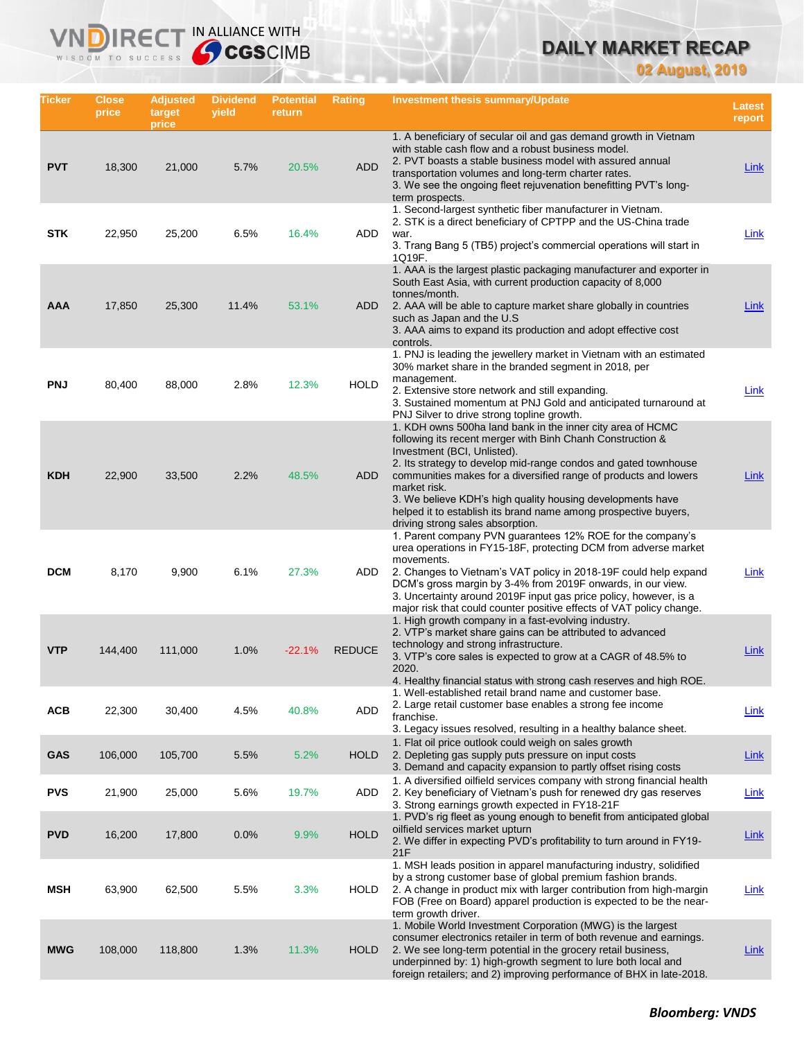# DAILY MARKET RECAP

**02 August, 2019**

| Ticker | Close price | Adjusted target price | Dividend yield | Potential return | Rating | Investment thesis summary/Update | Latest report |
|---|---|---|---|---|---|---|---|
| **PVT** | 18,300 | 21,000 | 5.7% | 20.5% | ADD | 1. A beneficiary of secular oil and gas demand growth in Vietnam with stable cash flow and a robust business model.<br>2. PVT boasts a stable business model with assured annual transportation volumes and long-term charter rates.<br>3. We see the ongoing fleet rejuvenation benefitting PVT's long-term prospects. | Link |
| **STK** | 22,950 | 25,200 | 6.5% | 16.4% | ADD | 1. Second-largest synthetic fiber manufacturer in Vietnam.<br>2. STK is a direct beneficiary of CPTPP and the US-China trade war.<br>3. Trang Bang 5 (TB5) project's commercial operations will start in 1Q19F. | Link |
| **AAA** | 17,850 | 25,300 | 11.4% | 53.1% | ADD | 1. AAA is the largest plastic packaging manufacturer and exporter in South East Asia, with current production capacity of 8,000 tonnes/month.<br>2. AAA will be able to capture market share globally in countries such as Japan and the U.S<br>3. AAA aims to expand its production and adopt effective cost controls. | Link |
| **PNJ** | 80,400 | 88,000 | 2.8% | 12.3% | HOLD | 1. PNJ is leading the jewellery market in Vietnam with an estimated 30% market share in the branded segment in 2018, per management.<br>2. Extensive store network and still expanding.<br>3. Sustained momentum at PNJ Gold and anticipated turnaround at PNJ Silver to drive strong topline growth. | Link |
| **KDH** | 22,900 | 33,500 | 2.2% | 48.5% | ADD | 1. KDH owns 500ha land bank in the inner city area of HCMC following its recent merger with Binh Chanh Construction & Investment (BCI, Unlisted).<br>2. Its strategy to develop mid-range condos and gated townhouse communities makes for a diversified range of products and lowers market risk.<br>3. We believe KDH's high quality housing developments have helped it to establish its brand name among prospective buyers, driving strong sales absorption. | Link |
| **DCM** | 8,170 | 9,900 | 6.1% | 27.3% | ADD | 1. Parent company PVN guarantees 12% ROE for the company's urea operations in FY15-18F, protecting DCM from adverse market movements.<br>2. Changes to Vietnam's VAT policy in 2018-19F could help expand DCM's gross margin by 3-4% from 2019F onwards, in our view.<br>3. Uncertainty around 2019F input gas price policy, however, is a major risk that could counter positive effects of VAT policy change. | Link |
| **VTP** | 144,400 | 111,000 | 1.0% | -22.1% | REDUCE | 1. High growth company in a fast-evolving industry.<br>2. VTP's market share gains can be attributed to advanced technology and strong infrastructure.<br>3. VTP's core sales is expected to grow at a CAGR of 48.5% to 2020.<br>4. Healthy financial status with strong cash reserves and high ROE. | Link |
| **ACB** | 22,300 | 30,400 | 4.5% | 40.8% | ADD | 1. Well-established retail brand name and customer base.<br>2. Large retail customer base enables a strong fee income franchise.<br>3. Legacy issues resolved, resulting in a healthy balance sheet. | Link |
| **GAS** | 106,000 | 105,700 | 5.5% | 5.2% | HOLD | 1. Flat oil price outlook could weigh on sales growth<br>2. Depleting gas supply puts pressure on input costs<br>3. Demand and capacity expansion to partly offset rising costs | Link |
| **PVS** | 21,900 | 25,000 | 5.6% | 19.7% | ADD | 1. A diversified oilfield services company with strong financial health<br>2. Key beneficiary of Vietnam's push for renewed dry gas reserves<br>3. Strong earnings growth expected in FY18-21F | Link |
| **PVD** | 16,200 | 17,800 | 0.0% | 9.9% | HOLD | 1. PVD's rig fleet as young enough to benefit from anticipated global oilfield services market upturn<br>2. We differ in expecting PVD's profitability to turn around in FY19-21F | Link |
| **MSH** | 63,900 | 62,500 | 5.5% | 3.3% | HOLD | 1. MSH leads position in apparel manufacturing industry, solidified by a strong customer base of global premium fashion brands.<br>2. A change in product mix with larger contribution from high-margin FOB (Free on Board) apparel production is expected to be the near-term growth driver. | Link |
| **MWG** | 108,000 | 118,800 | 1.3% | 11.3% | HOLD | 1. Mobile World Investment Corporation (MWG) is the largest consumer electronics retailer in term of both revenue and earnings.<br>2. We see long-term potential in the grocery retail business, underpinned by: 1) high-growth segment to lure both local and foreign retailers; and 2) improving performance of BHX in late-2018. | Link |

***Bloomberg: VNDS***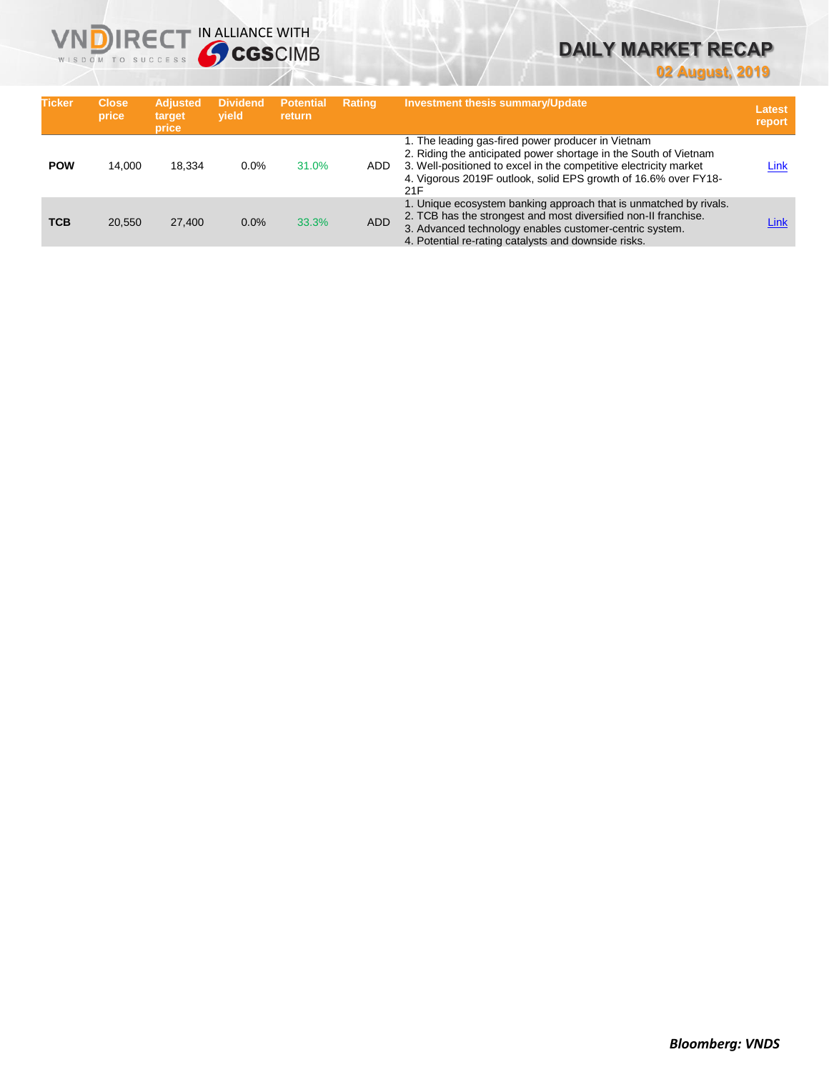| Ticker | Close price | Adjusted target price | Dividend yield | Potential return | Rating | Investment thesis summary/Update | Latest report |
|---|---|---|---|---|---|---|---|
| **POW** | 14,000 | 18,334 | 0.0% | 31.0% | ADD | 1. The leading gas-fired power producer in Vietnam<br>2. Riding the anticipated power shortage in the South of Vietnam<br>3. Well-positioned to excel in the competitive electricity market<br>4. Vigorous 2019F outlook, solid EPS growth of 16.6% over FY18-21F | Link |
| **TCB** | 20,550 | 27,400 | 0.0% | 33.3% | ADD | 1. Unique ecosystem banking approach that is unmatched by rivals.<br>2. TCB has the strongest and most diversified non-II franchise.<br>3. Advanced technology enables customer-centric system.<br>4. Potential re-rating catalysts and downside risks. | Link |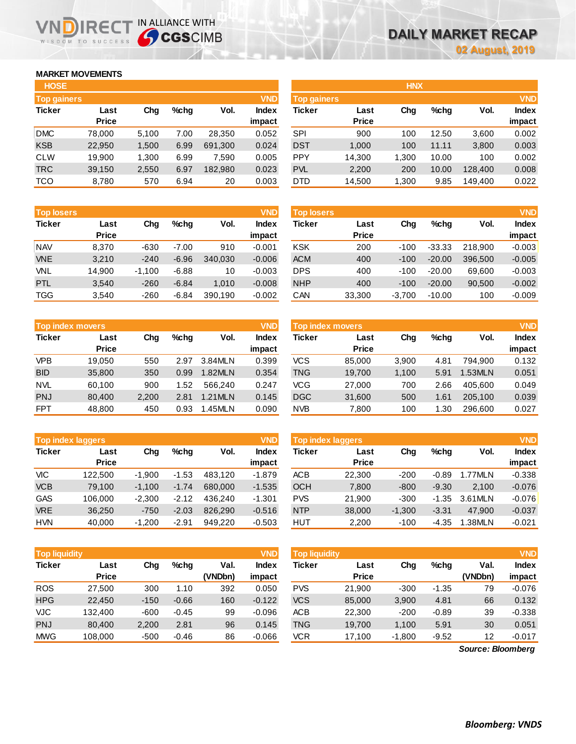## MARKET MOVEMENTS

### HOSE

**Top gainers** (VND)

| Ticker | Last Price | Chg | %chg | Vol. | Index impact |
|---|---|---|---|---|---|
| DMC | 78,000 | 5,100 | 7.00 | 28,350 | 0.052 |
| KSB | 22,950 | 1,500 | 6.99 | 691,300 | 0.024 |
| CLW | 19,900 | 1,300 | 6.99 | 7,590 | 0.005 |
| TRC | 39,150 | 2,550 | 6.97 | 182,980 | 0.023 |
| TCO | 8,780 | 570 | 6.94 | 20 | 0.003 |

**Top losers** (VND)

| Ticker | Last Price | Chg | %chg | Vol. | Index impact |
|---|---|---|---|---|---|
| NAV | 8,370 | -630 | -7.00 | 910 | -0.001 |
| VNE | 3,210 | -240 | -6.96 | 340,030 | -0.006 |
| VNL | 14,900 | -1,100 | -6.88 | 10 | -0.003 |
| PTL | 3,540 | -260 | -6.84 | 1,010 | -0.008 |
| TGG | 3,540 | -260 | -6.84 | 390,190 | -0.002 |

**Top index movers** (VND)

| Ticker | Last Price | Chg | %chg | Vol. | Index impact |
|---|---|---|---|---|---|
| VPB | 19,050 | 550 | 2.97 | 3.84MLN | 0.399 |
| BID | 35,800 | 350 | 0.99 | 1.82MLN | 0.354 |
| NVL | 60,100 | 900 | 1.52 | 566,240 | 0.247 |
| PNJ | 80,400 | 2,200 | 2.81 | 1.21MLN | 0.145 |
| FPT | 48,800 | 450 | 0.93 | 1.45MLN | 0.090 |

**Top index laggers** (VND)

| Ticker | Last Price | Chg | %chg | Vol. | Index impact |
|---|---|---|---|---|---|
| VIC | 122,500 | -1,900 | -1.53 | 483,120 | -1.879 |
| VCB | 79,100 | -1,100 | -1.74 | 680,000 | -1.535 |
| GAS | 106,000 | -2,300 | -2.12 | 436,240 | -1.301 |
| VRE | 36,250 | -750 | -2.03 | 826,290 | -0.516 |
| HVN | 40,000 | -1,200 | -2.91 | 949,220 | -0.503 |

**Top liquidity** (VND)

| Ticker | Last Price | Chg | %chg | Val. (VNDbn) | Index impact |
|---|---|---|---|---|---|
| ROS | 27,500 | 300 | 1.10 | 392 | 0.050 |
| HPG | 22,450 | -150 | -0.66 | 160 | -0.122 |
| VJC | 132,400 | -600 | -0.45 | 99 | -0.096 |
| PNJ | 80,400 | 2,200 | 2.81 | 96 | 0.145 |
| MWG | 108,000 | -500 | -0.46 | 86 | -0.066 |

### HNX

**Top gainers** (VND)

| Ticker | Last Price | Chg | %chg | Vol. | Index impact |
|---|---|---|---|---|---|
| SPI | 900 | 100 | 12.50 | 3,600 | 0.002 |
| DST | 1,000 | 100 | 11.11 | 3,800 | 0.003 |
| PPY | 14,300 | 1,300 | 10.00 | 100 | 0.002 |
| PVL | 2,200 | 200 | 10.00 | 128,400 | 0.008 |
| DTD | 14,500 | 1,300 | 9.85 | 149,400 | 0.022 |

**Top losers** (VND)

| Ticker | Last Price | Chg | %chg | Vol. | Index impact |
|---|---|---|---|---|---|
| KSK | 200 | -100 | -33.33 | 218,900 | -0.003 |
| ACM | 400 | -100 | -20.00 | 396,500 | -0.005 |
| DPS | 400 | -100 | -20.00 | 69,600 | -0.003 |
| NHP | 400 | -100 | -20.00 | 90,500 | -0.002 |
| CAN | 33,300 | -3,700 | -10.00 | 100 | -0.009 |

**Top index movers** (VND)

| Ticker | Last Price | Chg | %chg | Vol. | Index impact |
|---|---|---|---|---|---|
| VCS | 85,000 | 3,900 | 4.81 | 794,900 | 0.132 |
| TNG | 19,700 | 1,100 | 5.91 | 1.53MLN | 0.051 |
| VCG | 27,000 | 700 | 2.66 | 405,600 | 0.049 |
| DGC | 31,600 | 500 | 1.61 | 205,100 | 0.039 |
| NVB | 7,800 | 100 | 1.30 | 296,600 | 0.027 |

**Top index laggers** (VND)

| Ticker | Last Price | Chg | %chg | Vol. | Index impact |
|---|---|---|---|---|---|
| ACB | 22,300 | -200 | -0.89 | 1.77MLN | -0.338 |
| OCH | 7,800 | -800 | -9.30 | 2,100 | -0.076 |
| PVS | 21,900 | -300 | -1.35 | 3.61MLN | -0.076 |
| NTP | 38,000 | -1,300 | -3.31 | 47,900 | -0.037 |
| HUT | 2,200 | -100 | -4.35 | 1.38MLN | -0.021 |

**Top liquidity** (VND)

| Ticker | Last Price | Chg | %chg | Val. (VNDbn) | Index impact |
|---|---|---|---|---|---|
| PVS | 21,900 | -300 | -1.35 | 79 | -0.076 |
| VCS | 85,000 | 3,900 | 4.81 | 66 | 0.132 |
| ACB | 22,300 | -200 | -0.89 | 39 | -0.338 |
| TNG | 19,700 | 1,100 | 5.91 | 30 | 0.051 |
| VCR | 17,100 | -1,800 | -9.52 | 12 | -0.017 |

*Source: Bloomberg*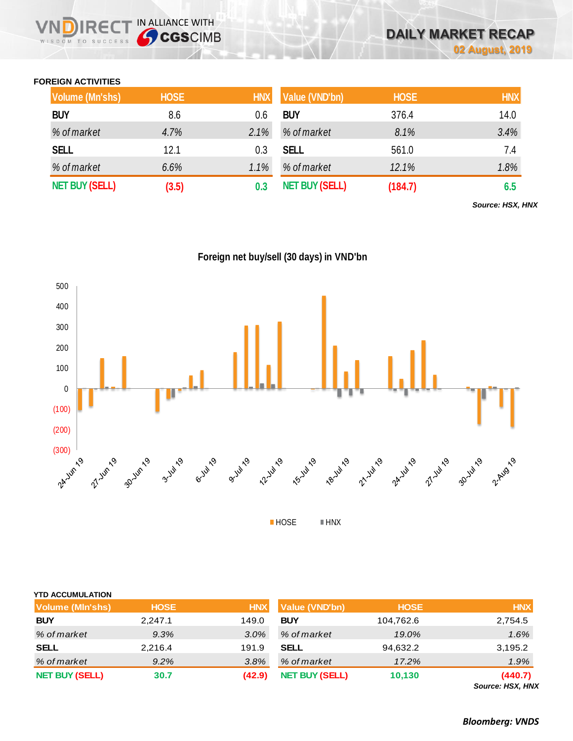## FOREIGN ACTIVITIES

| Volume (Mn'shs) | HOSE | HNX | Value (VND'bn) | HOSE | HNX |
|---|---|---|---|---|---|
| BUY | 8.6 | 0.6 | BUY | 376.4 | 14.0 |
| *% of market* | *4.7%* | *2.1%* | *% of market* | *8.1%* | *3.4%* |
| SELL | 12.1 | 0.3 | SELL | 561.0 | 7.4 |
| *% of market* | *6.6%* | *1.1%* | *% of market* | *12.1%* | *1.8%* |
| NET BUY (SELL) | (3.5) | 0.3 | NET BUY (SELL) | (184.7) | 6.5 |

*Source: HSX, HNX*

**Foreign net buy/sell (30 days) in VND'bn**

■ HOSE ■ HNX

## YTD ACCUMULATION

| Volume (Mln'shs) | HOSE | HNX | Value (VND'bn) | HOSE | HNX |
|---|---|---|---|---|---|
| BUY | 2,247.1 | 149.0 | BUY | 104,762.6 | 2,754.5 |
| *% of market* | *9.3%* | *3.0%* | *% of market* | *19.0%* | *1.6%* |
| SELL | 2,216.4 | 191.9 | SELL | 94,632.2 | 3,195.2 |
| *% of market* | *9.2%* | *3.8%* | *% of market* | *17.2%* | *1.9%* |
| NET BUY (SELL) | 30.7 | (42.9) | NET BUY (SELL) | 10,130 | (440.7) |

*Source: HSX, HNX*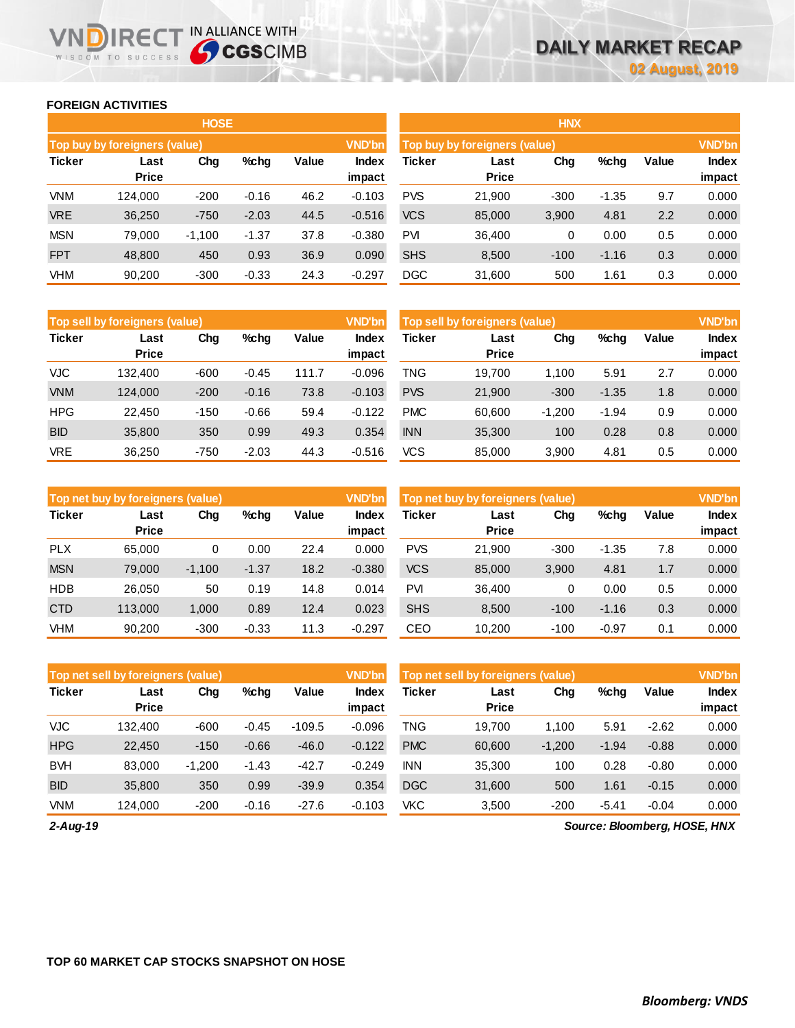## FOREIGN ACTIVITIES

### HOSE

| Top buy by foreigners (value) | | | | | VND'bn |
|---|---|---|---|---|---|
| Ticker | Last Price | Chg | %chg | Value | Index impact |
| VNM | 124,000 | -200 | -0.16 | 46.2 | -0.103 |
| VRE | 36,250 | -750 | -2.03 | 44.5 | -0.516 |
| MSN | 79,000 | -1,100 | -1.37 | 37.8 | -0.380 |
| FPT | 48,800 | 450 | 0.93 | 36.9 | 0.090 |
| VHM | 90,200 | -300 | -0.33 | 24.3 | -0.297 |

| Top sell by foreigners (value) | | | | | VND'bn |
|---|---|---|---|---|---|
| Ticker | Last Price | Chg | %chg | Value | Index impact |
| VJC | 132,400 | -600 | -0.45 | 111.7 | -0.096 |
| VNM | 124,000 | -200 | -0.16 | 73.8 | -0.103 |
| HPG | 22,450 | -150 | -0.66 | 59.4 | -0.122 |
| BID | 35,800 | 350 | 0.99 | 49.3 | 0.354 |
| VRE | 36,250 | -750 | -2.03 | 44.3 | -0.516 |

| Top net buy by foreigners (value) | | | | | VND'bn |
|---|---|---|---|---|---|
| Ticker | Last Price | Chg | %chg | Value | Index impact |
| PLX | 65,000 | 0 | 0.00 | 22.4 | 0.000 |
| MSN | 79,000 | -1,100 | -1.37 | 18.2 | -0.380 |
| HDB | 26,050 | 50 | 0.19 | 14.8 | 0.014 |
| CTD | 113,000 | 1,000 | 0.89 | 12.4 | 0.023 |
| VHM | 90,200 | -300 | -0.33 | 11.3 | -0.297 |

| Top net sell by foreigners (value) | | | | | VND'bn |
|---|---|---|---|---|---|
| Ticker | Last Price | Chg | %chg | Value | Index impact |
| VJC | 132,400 | -600 | -0.45 | -109.5 | -0.096 |
| HPG | 22,450 | -150 | -0.66 | -46.0 | -0.122 |
| BVH | 83,000 | -1,200 | -1.43 | -42.7 | -0.249 |
| BID | 35,800 | 350 | 0.99 | -39.9 | 0.354 |
| VNM | 124,000 | -200 | -0.16 | -27.6 | -0.103 |

### HNX

| Top buy by foreigners (value) | | | | | VND'bn |
|---|---|---|---|---|---|
| Ticker | Last Price | Chg | %chg | Value | Index impact |
| PVS | 21,900 | -300 | -1.35 | 9.7 | 0.000 |
| VCS | 85,000 | 3,900 | 4.81 | 2.2 | 0.000 |
| PVI | 36,400 | 0 | 0.00 | 0.5 | 0.000 |
| SHS | 8,500 | -100 | -1.16 | 0.3 | 0.000 |
| DGC | 31,600 | 500 | 1.61 | 0.3 | 0.000 |

| Top sell by foreigners (value) | | | | | VND'bn |
|---|---|---|---|---|---|
| Ticker | Last Price | Chg | %chg | Value | Index impact |
| TNG | 19,700 | 1,100 | 5.91 | 2.7 | 0.000 |
| PVS | 21,900 | -300 | -1.35 | 1.8 | 0.000 |
| PMC | 60,600 | -1,200 | -1.94 | 0.9 | 0.000 |
| INN | 35,300 | 100 | 0.28 | 0.8 | 0.000 |
| VCS | 85,000 | 3,900 | 4.81 | 0.5 | 0.000 |

| Top net buy by foreigners (value) | | | | | VND'bn |
|---|---|---|---|---|---|
| Ticker | Last Price | Chg | %chg | Value | Index impact |
| PVS | 21,900 | -300 | -1.35 | 7.8 | 0.000 |
| VCS | 85,000 | 3,900 | 4.81 | 1.7 | 0.000 |
| PVI | 36,400 | 0 | 0.00 | 0.5 | 0.000 |
| SHS | 8,500 | -100 | -1.16 | 0.3 | 0.000 |
| CEO | 10,200 | -100 | -0.97 | 0.1 | 0.000 |

| Top net sell by foreigners (value) | | | | | VND'bn |
|---|---|---|---|---|---|
| Ticker | Last Price | Chg | %chg | Value | Index impact |
| TNG | 19,700 | 1,100 | 5.91 | -2.62 | 0.000 |
| PMC | 60,600 | -1,200 | -1.94 | -0.88 | 0.000 |
| INN | 35,300 | 100 | 0.28 | -0.80 | 0.000 |
| DGC | 31,600 | 500 | 1.61 | -0.15 | 0.000 |
| VKC | 3,500 | -200 | -5.41 | -0.04 | 0.000 |

*2-Aug-19*

*Source: Bloomberg, HOSE, HNX*

## TOP 60 MARKET CAP STOCKS SNAPSHOT ON HOSE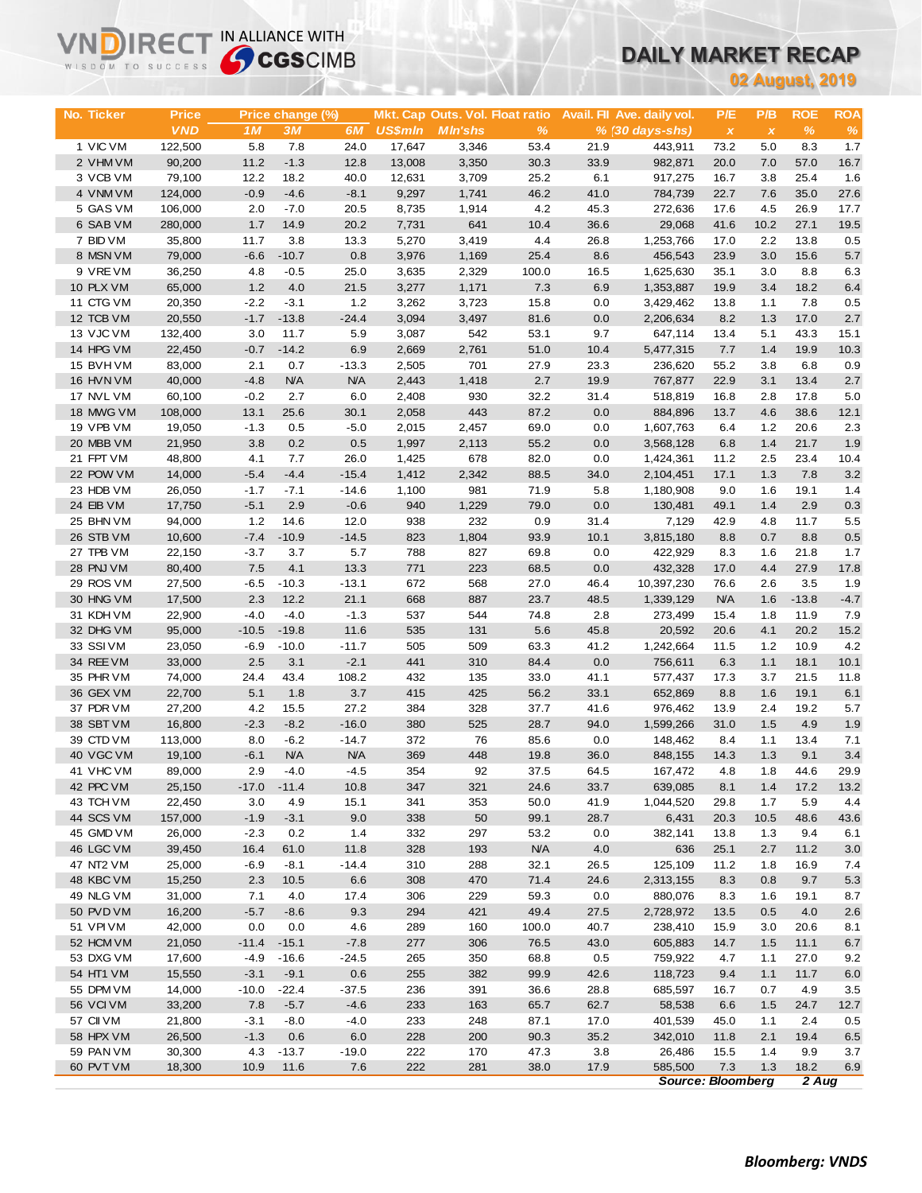VNDIRECT IN ALLIANCE WITH CGSCIMB

# DAILY MARKET RECAP

**02 August, 2019**

| No. | Ticker | Price | Price change (%) | | | Mkt. Cap | Outs. Vol. | Float ratio | Avail. FII | Ave. daily vol. | P/E | P/B | ROE | ROA |
|---|---|---|---|---|---|---|---|---|---|---|---|---|---|---|
| | | VND | 1M | 3M | 6M | US$mln | Mln'shs | % | % | (30 days-shs) | x | x | % | % |
| 1 | VIC VM | 122,500 | 5.8 | 7.8 | 24.0 | 17,647 | 3,346 | 53.4 | 21.9 | 443,911 | 73.2 | 5.0 | 8.3 | 1.7 |
| 2 | VHM VM | 90,200 | 11.2 | -1.3 | 12.8 | 13,008 | 3,350 | 30.3 | 33.9 | 982,871 | 20.0 | 7.0 | 57.0 | 16.7 |
| 3 | VCB VM | 79,100 | 12.2 | 18.2 | 40.0 | 12,631 | 3,709 | 25.2 | 6.1 | 917,275 | 16.7 | 3.8 | 25.4 | 1.6 |
| 4 | VNM VM | 124,000 | -0.9 | -4.6 | -8.1 | 9,297 | 1,741 | 46.2 | 41.0 | 784,739 | 22.7 | 7.6 | 35.0 | 27.6 |
| 5 | GAS VM | 106,000 | 2.0 | -7.0 | 20.5 | 8,735 | 1,914 | 4.2 | 45.3 | 272,636 | 17.6 | 4.5 | 26.9 | 17.7 |
| 6 | SAB VM | 280,000 | 1.7 | 14.9 | 20.2 | 7,731 | 641 | 10.4 | 36.6 | 29,068 | 41.6 | 10.2 | 27.1 | 19.5 |
| 7 | BID VM | 35,800 | 11.7 | 3.8 | 13.3 | 5,270 | 3,419 | 4.4 | 26.8 | 1,253,766 | 17.0 | 2.2 | 13.8 | 0.5 |
| 8 | MSN VM | 79,000 | -6.6 | -10.7 | 0.8 | 3,976 | 1,169 | 25.4 | 8.6 | 456,543 | 23.9 | 3.0 | 15.6 | 5.7 |
| 9 | VRE VM | 36,250 | 4.8 | -0.5 | 25.0 | 3,635 | 2,329 | 100.0 | 16.5 | 1,625,630 | 35.1 | 3.0 | 8.8 | 6.3 |
| 10 | PLX VM | 65,000 | 1.2 | 4.0 | 21.5 | 3,277 | 1,171 | 7.3 | 6.9 | 1,353,887 | 19.9 | 3.4 | 18.2 | 6.4 |
| 11 | CTG VM | 20,350 | -2.2 | -3.1 | 1.2 | 3,262 | 3,723 | 15.8 | 0.0 | 3,429,462 | 13.8 | 1.1 | 7.8 | 0.5 |
| 12 | TCB VM | 20,550 | -1.7 | -13.8 | -24.4 | 3,094 | 3,497 | 81.6 | 0.0 | 2,206,634 | 8.2 | 1.3 | 17.0 | 2.7 |
| 13 | VJC VM | 132,400 | 3.0 | 11.7 | 5.9 | 3,087 | 542 | 53.1 | 9.7 | 647,114 | 13.4 | 5.1 | 43.3 | 15.1 |
| 14 | HPG VM | 22,450 | -0.7 | -14.2 | 6.9 | 2,669 | 2,761 | 51.0 | 10.4 | 5,477,315 | 7.7 | 1.4 | 19.9 | 10.3 |
| 15 | BVH VM | 83,000 | 2.1 | 0.7 | -13.3 | 2,505 | 701 | 27.9 | 23.3 | 236,620 | 55.2 | 3.8 | 6.8 | 0.9 |
| 16 | HVN VM | 40,000 | -4.8 | N/A | N/A | 2,443 | 1,418 | 2.7 | 19.9 | 767,877 | 22.9 | 3.1 | 13.4 | 2.7 |
| 17 | NVL VM | 60,100 | -0.2 | 2.7 | 6.0 | 2,408 | 930 | 32.2 | 31.4 | 518,819 | 16.8 | 2.8 | 17.8 | 5.0 |
| 18 | MWG VM | 108,000 | 13.1 | 25.6 | 30.1 | 2,058 | 443 | 87.2 | 0.0 | 884,896 | 13.7 | 4.6 | 38.6 | 12.1 |
| 19 | VPB VM | 19,050 | -1.3 | 0.5 | -5.0 | 2,015 | 2,457 | 69.0 | 0.0 | 1,607,763 | 6.4 | 1.2 | 20.6 | 2.3 |
| 20 | MBB VM | 21,950 | 3.8 | 0.2 | 0.5 | 1,997 | 2,113 | 55.2 | 0.0 | 3,568,128 | 6.8 | 1.4 | 21.7 | 1.9 |
| 21 | FPT VM | 48,800 | 4.1 | 7.7 | 26.0 | 1,425 | 678 | 82.0 | 0.0 | 1,424,361 | 11.2 | 2.5 | 23.4 | 10.4 |
| 22 | POW VM | 14,000 | -5.4 | -4.4 | -15.4 | 1,412 | 2,342 | 88.5 | 34.0 | 2,104,451 | 17.1 | 1.3 | 7.8 | 3.2 |
| 23 | HDB VM | 26,050 | -1.7 | -7.1 | -14.6 | 1,100 | 981 | 71.9 | 5.8 | 1,180,908 | 9.0 | 1.6 | 19.1 | 1.4 |
| 24 | EIB VM | 17,750 | -5.1 | 2.9 | -0.6 | 940 | 1,229 | 79.0 | 0.0 | 130,481 | 49.1 | 1.4 | 2.9 | 0.3 |
| 25 | BHN VM | 94,000 | 1.2 | 14.6 | 12.0 | 938 | 232 | 0.9 | 31.4 | 7,129 | 42.9 | 4.8 | 11.7 | 5.5 |
| 26 | STB VM | 10,600 | -7.4 | -10.9 | -14.5 | 823 | 1,804 | 93.9 | 10.1 | 3,815,180 | 8.8 | 0.7 | 8.8 | 0.5 |
| 27 | TPB VM | 22,150 | -3.7 | 3.7 | 5.7 | 788 | 827 | 69.8 | 0.0 | 422,929 | 8.3 | 1.6 | 21.8 | 1.7 |
| 28 | PNJ VM | 80,400 | 7.5 | 4.1 | 13.3 | 771 | 223 | 68.5 | 0.0 | 432,328 | 17.0 | 4.4 | 27.9 | 17.8 |
| 29 | ROS VM | 27,500 | -6.5 | -10.3 | -13.1 | 672 | 568 | 27.0 | 46.4 | 10,397,230 | 76.6 | 2.6 | 3.5 | 1.9 |
| 30 | HNG VM | 17,500 | 2.3 | 12.2 | 21.1 | 668 | 887 | 23.7 | 48.5 | 1,339,129 | N/A | 1.6 | -13.8 | -4.7 |
| 31 | KDH VM | 22,900 | -4.0 | -4.0 | -1.3 | 537 | 544 | 74.8 | 2.8 | 273,499 | 15.4 | 1.8 | 11.9 | 7.9 |
| 32 | DHG VM | 95,000 | -10.5 | -19.8 | 11.6 | 535 | 131 | 5.6 | 45.8 | 20,592 | 20.6 | 4.1 | 20.2 | 15.2 |
| 33 | SSI VM | 23,050 | -6.9 | -10.0 | -11.7 | 505 | 509 | 63.3 | 41.2 | 1,242,664 | 11.5 | 1.2 | 10.9 | 4.2 |
| 34 | REE VM | 33,000 | 2.5 | 3.1 | -2.1 | 441 | 310 | 84.4 | 0.0 | 756,611 | 6.3 | 1.1 | 18.1 | 10.1 |
| 35 | PHR VM | 74,000 | 24.4 | 43.4 | 108.2 | 432 | 135 | 33.0 | 41.1 | 577,437 | 17.3 | 3.7 | 21.5 | 11.8 |
| 36 | GEX VM | 22,700 | 5.1 | 1.8 | 3.7 | 415 | 425 | 56.2 | 33.1 | 652,869 | 8.8 | 1.6 | 19.1 | 6.1 |
| 37 | PDR VM | 27,200 | 4.2 | 15.5 | 27.2 | 384 | 328 | 37.7 | 41.6 | 976,462 | 13.9 | 2.4 | 19.2 | 5.7 |
| 38 | SBT VM | 16,800 | -2.3 | -8.2 | -16.0 | 380 | 525 | 28.7 | 94.0 | 1,599,266 | 31.0 | 1.5 | 4.9 | 1.9 |
| 39 | CTD VM | 113,000 | 8.0 | -6.2 | -14.7 | 372 | 76 | 85.6 | 0.0 | 148,462 | 8.4 | 1.1 | 13.4 | 7.1 |
| 40 | VGC VM | 19,100 | -6.1 | N/A | N/A | 369 | 448 | 19.8 | 36.0 | 848,155 | 14.3 | 1.3 | 9.1 | 3.4 |
| 41 | VHC VM | 89,000 | 2.9 | -4.0 | -4.5 | 354 | 92 | 37.5 | 64.5 | 167,472 | 4.8 | 1.8 | 44.6 | 29.9 |
| 42 | PPC VM | 25,150 | -17.0 | -11.4 | 10.8 | 347 | 321 | 24.6 | 33.7 | 639,085 | 8.1 | 1.4 | 17.2 | 13.2 |
| 43 | TCH VM | 22,450 | 3.0 | 4.9 | 15.1 | 341 | 353 | 50.0 | 41.9 | 1,044,520 | 29.8 | 1.7 | 5.9 | 4.4 |
| 44 | SCS VM | 157,000 | -1.9 | -3.1 | 9.0 | 338 | 50 | 99.1 | 28.7 | 6,431 | 20.3 | 10.5 | 48.6 | 43.6 |
| 45 | GMD VM | 26,000 | -2.3 | 0.2 | 1.4 | 332 | 297 | 53.2 | 0.0 | 382,141 | 13.8 | 1.3 | 9.4 | 6.1 |
| 46 | LGC VM | 39,450 | 16.4 | 61.0 | 11.8 | 328 | 193 | N/A | 4.0 | 636 | 25.1 | 2.7 | 11.2 | 3.0 |
| 47 | NT2 VM | 25,000 | -6.9 | -8.1 | -14.4 | 310 | 288 | 32.1 | 26.5 | 125,109 | 11.2 | 1.8 | 16.9 | 7.4 |
| 48 | KBC VM | 15,250 | 2.3 | 10.5 | 6.6 | 308 | 470 | 71.4 | 24.6 | 2,313,155 | 8.3 | 0.8 | 9.7 | 5.3 |
| 49 | NLG VM | 31,000 | 7.1 | 4.0 | 17.4 | 306 | 229 | 59.3 | 0.0 | 880,076 | 8.3 | 1.6 | 19.1 | 8.7 |
| 50 | PVD VM | 16,200 | -5.7 | -8.6 | 9.3 | 294 | 421 | 49.4 | 27.5 | 2,728,972 | 13.5 | 0.5 | 4.0 | 2.6 |
| 51 | VPI VM | 42,000 | 0.0 | 0.0 | 4.6 | 289 | 160 | 100.0 | 40.7 | 238,410 | 15.9 | 3.0 | 20.6 | 8.1 |
| 52 | HCM VM | 21,050 | -11.4 | -15.1 | -7.8 | 277 | 306 | 76.5 | 43.0 | 605,883 | 14.7 | 1.5 | 11.1 | 6.7 |
| 53 | DXG VM | 17,600 | -4.9 | -16.6 | -24.5 | 265 | 350 | 68.8 | 0.5 | 759,922 | 4.7 | 1.1 | 27.0 | 9.2 |
| 54 | HT1 VM | 15,550 | -3.1 | -9.1 | 0.6 | 255 | 382 | 99.9 | 42.6 | 118,723 | 9.4 | 1.1 | 11.7 | 6.0 |
| 55 | DPM VM | 14,000 | -10.0 | -22.4 | -37.5 | 236 | 391 | 36.6 | 28.8 | 685,597 | 16.7 | 0.7 | 4.9 | 3.5 |
| 56 | VCI VM | 33,200 | 7.8 | -5.7 | -4.6 | 233 | 163 | 65.7 | 62.7 | 58,538 | 6.6 | 1.5 | 24.7 | 12.7 |
| 57 | CII VM | 21,800 | -3.1 | -8.0 | -4.0 | 233 | 248 | 87.1 | 17.0 | 401,539 | 45.0 | 1.1 | 2.4 | 0.5 |
| 58 | HPX VM | 26,500 | -1.3 | 0.6 | 6.0 | 228 | 200 | 90.3 | 35.2 | 342,010 | 11.8 | 2.1 | 19.4 | 6.5 |
| 59 | PAN VM | 30,300 | 4.3 | -13.7 | -19.0 | 222 | 170 | 47.3 | 3.8 | 26,486 | 15.5 | 1.4 | 9.9 | 3.7 |
| 60 | PVT VM | 18,300 | 10.9 | 11.6 | 7.6 | 222 | 281 | 38.0 | 17.9 | 585,500 | 7.3 | 1.3 | 18.2 | 6.9 |

*Source: Bloomberg* *2 Aug*

***Bloomberg: VNDS***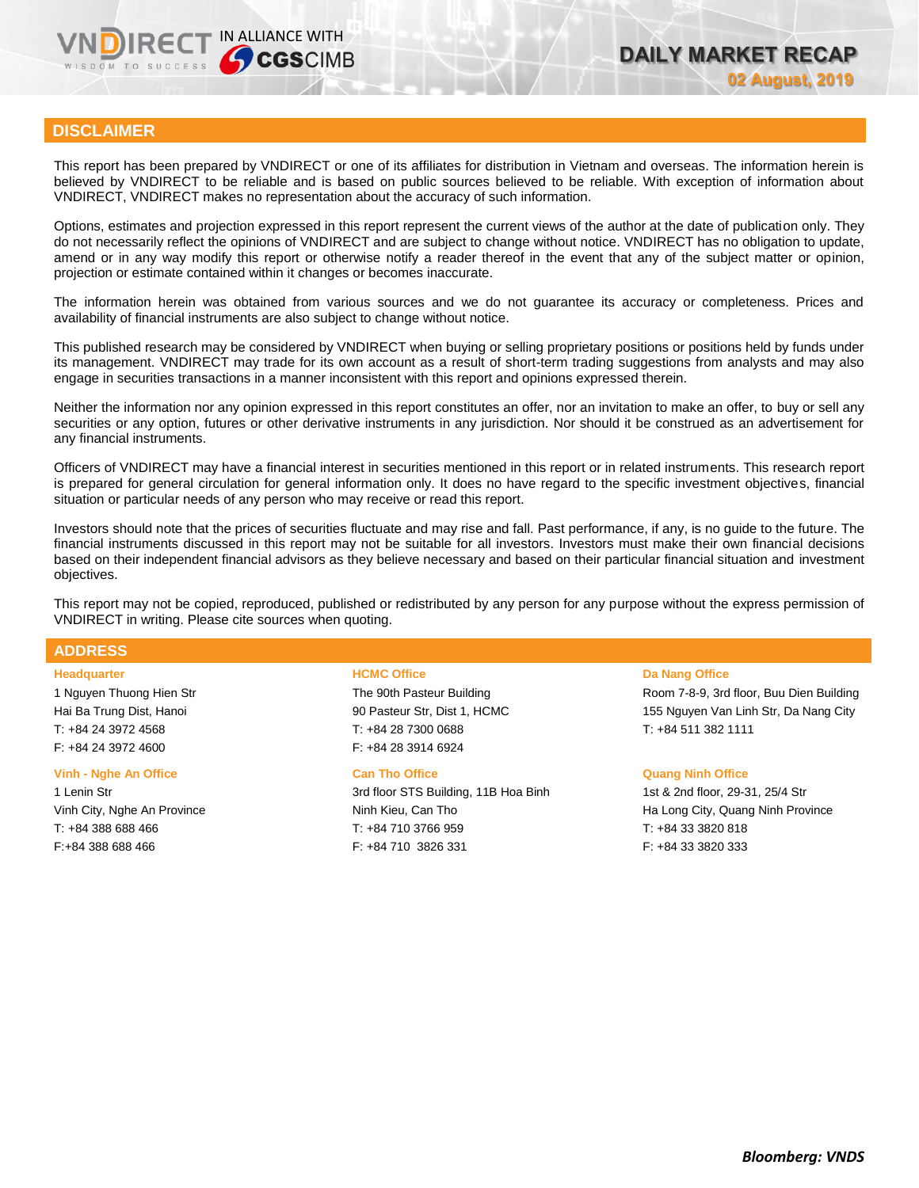# DISCLAIMER

This report has been prepared by VNDIRECT or one of its affiliates for distribution in Vietnam and overseas. The information herein is believed by VNDIRECT to be reliable and is based on public sources believed to be reliable. With exception of information about VNDIRECT, VNDIRECT makes no representation about the accuracy of such information.

Options, estimates and projection expressed in this report represent the current views of the author at the date of publication only. They do not necessarily reflect the opinions of VNDIRECT and are subject to change without notice. VNDIRECT has no obligation to update, amend or in any way modify this report or otherwise notify a reader thereof in the event that any of the subject matter or opinion, projection or estimate contained within it changes or becomes inaccurate.

The information herein was obtained from various sources and we do not guarantee its accuracy or completeness. Prices and availability of financial instruments are also subject to change without notice.

This published research may be considered by VNDIRECT when buying or selling proprietary positions or positions held by funds under its management. VNDIRECT may trade for its own account as a result of short-term trading suggestions from analysts and may also engage in securities transactions in a manner inconsistent with this report and opinions expressed therein.

Neither the information nor any opinion expressed in this report constitutes an offer, nor an invitation to make an offer, to buy or sell any securities or any option, futures or other derivative instruments in any jurisdiction. Nor should it be construed as an advertisement for any financial instruments.

Officers of VNDIRECT may have a financial interest in securities mentioned in this report or in related instruments. This research report is prepared for general circulation for general information only. It does no have regard to the specific investment objectives, financial situation or particular needs of any person who may receive or read this report.

Investors should note that the prices of securities fluctuate and may rise and fall. Past performance, if any, is no guide to the future. The financial instruments discussed in this report may not be suitable for all investors. Investors must make their own financial decisions based on their independent financial advisors as they believe necessary and based on their particular financial situation and investment objectives.

This report may not be copied, reproduced, published or redistributed by any person for any purpose without the express permission of VNDIRECT in writing. Please cite sources when quoting.

# ADDRESS

**Headquarter**
1 Nguyen Thuong Hien Str
Hai Ba Trung Dist, Hanoi
T: +84 24 3972 4568
F: +84 24 3972 4600

**HCMC Office**
The 90th Pasteur Building
90 Pasteur Str, Dist 1, HCMC
T: +84 28 7300 0688
F: +84 28 3914 6924

**Da Nang Office**
Room 7-8-9, 3rd floor, Buu Dien Building
155 Nguyen Van Linh Str, Da Nang City
T: +84 511 382 1111

**Vinh - Nghe An Office**
1 Lenin Str
Vinh City, Nghe An Province
T: +84 388 688 466
F:+84 388 688 466

**Can Tho Office**
3rd floor STS Building, 11B Hoa Binh
Ninh Kieu, Can Tho
T: +84 710 3766 959
F: +84 710 3826 331

**Quang Ninh Office**
1st & 2nd floor, 29-31, 25/4 Str
Ha Long City, Quang Ninh Province
T: +84 33 3820 818
F: +84 33 3820 333

***Bloomberg: VNDS***